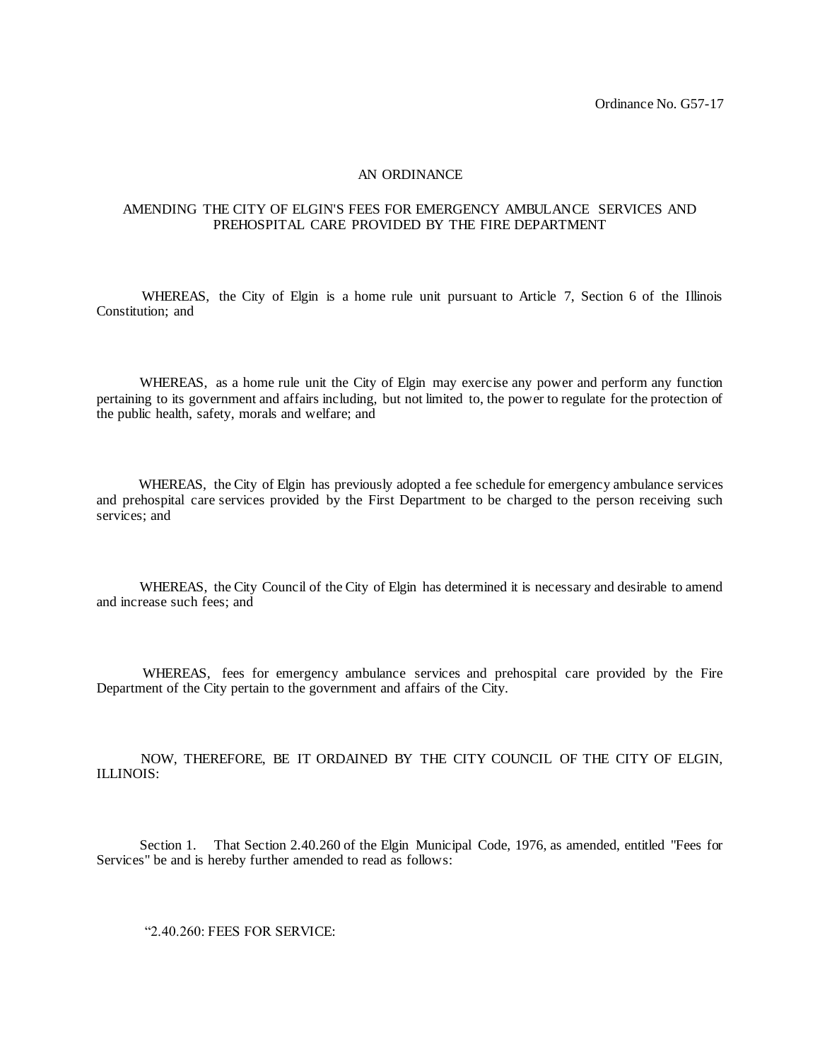Ordinance No. G57-17

AN ORDINANCE

AMENDING THE CITY OF ELGIN'S FEES FOR EMERGENCY AMBULANCE SERVICES AND PREHOSPITAL CARE PROVIDED BY THE FIRE DEPARTMENT

WHEREAS, the City of Elgin is a home rule unit pursuant to Article 7, Section 6 of the Illinois Constitution; and

WHEREAS, as a home rule unit the City of Elgin may exercise any power and perform any function pertaining to its government and affairs including, but not limited to, the power to regulate for the protection of the public health, safety, morals and welfare; and

WHEREAS, the City of Elgin has previously adopted a fee schedule for emergency ambulance services and prehospital care services provided by the First Department to be charged to the person receiving such services; and

WHEREAS, the City Council of the City of Elgin has determined it is necessary and desirable to amend and increase such fees; and

WHEREAS, fees for emergency ambulance services and prehospital care provided by the Fire Department of the City pertain to the government and affairs of the City.

NOW, THEREFORE, BE IT ORDAINED BY THE CITY COUNCIL OF THE CITY OF ELGIN, ILLINOIS:

Section 1. That Section 2.40.260 of the Elgin Municipal Code, 1976, as amended, entitled "Fees for Services" be and is hereby further amended to read as follows:

"2.40.260: FEES FOR SERVICE: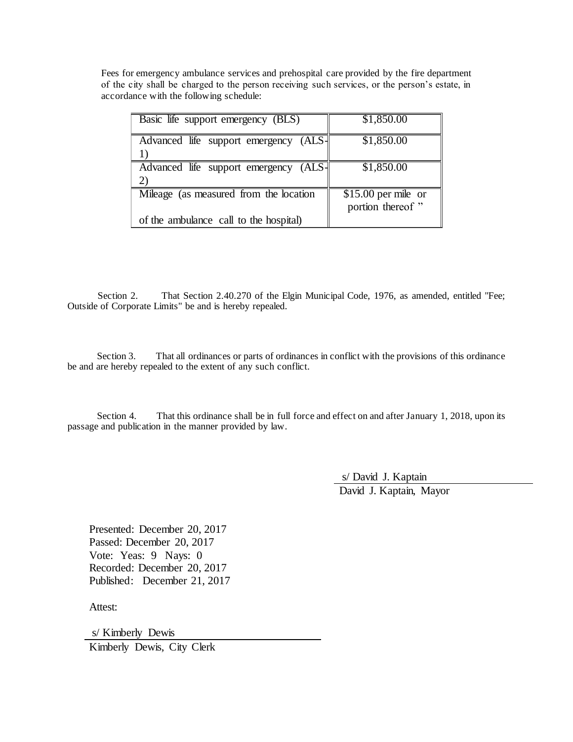Fees for emergency ambulance services and prehospital care provided by the fire department of the city shall be charged to the person receiving such services, or the person's estate, in accordance with the following schedule:

| | |
|---|---|
| Basic life support emergency (BLS) | $1,850.00 |
| Advanced life support emergency (ALS-1) | $1,850.00 |
| Advanced life support emergency (ALS-2) | $1,850.00 |
| Mileage (as measured from the location of the ambulance call to the hospital) | $15.00 per mile or portion thereof " |

Section 2. That Section 2.40.270 of the Elgin Municipal Code, 1976, as amended, entitled "Fee; Outside of Corporate Limits" be and is hereby repealed.

Section 3. That all ordinances or parts of ordinances in conflict with the provisions of this ordinance be and are hereby repealed to the extent of any such conflict.

Section 4. That this ordinance shall be in full force and effect on and after January 1, 2018, upon its passage and publication in the manner provided by law.

s/ David J. Kaptain
David J. Kaptain, Mayor

Presented: December 20, 2017
Passed: December 20, 2017
Vote: Yeas: 9 Nays: 0
Recorded: December 20, 2017
Published: December 21, 2017

Attest:

s/ Kimberly Dewis
Kimberly Dewis, City Clerk